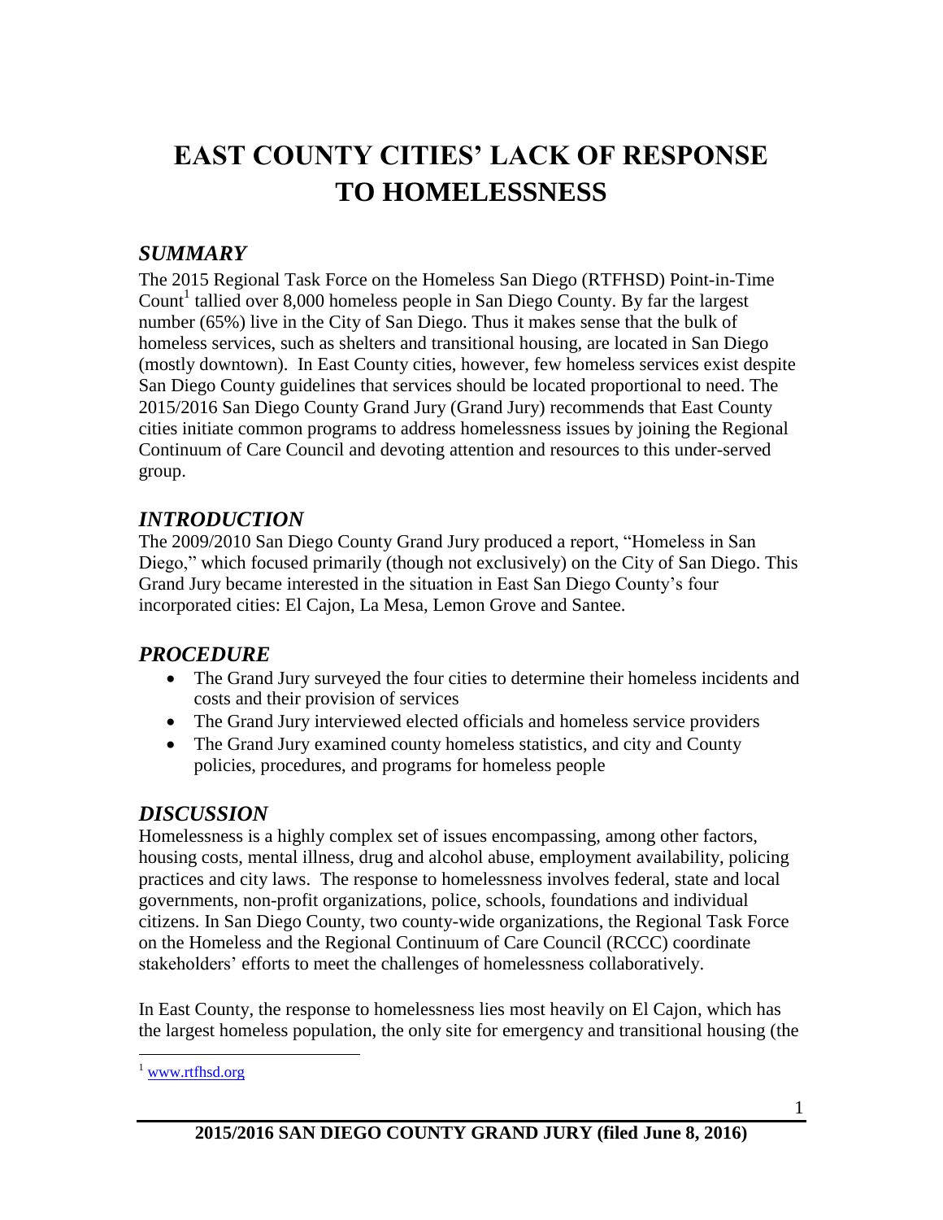# EAST COUNTY CITIES' LACK OF RESPONSE TO HOMELESSNESS

## *SUMMARY*

The 2015 Regional Task Force on the Homeless San Diego (RTFHSD) Point-in-Time Count[1] tallied over 8,000 homeless people in San Diego County. By far the largest number (65%) live in the City of San Diego. Thus it makes sense that the bulk of homeless services, such as shelters and transitional housing, are located in San Diego (mostly downtown). In East County cities, however, few homeless services exist despite San Diego County guidelines that services should be located proportional to need. The 2015/2016 San Diego County Grand Jury (Grand Jury) recommends that East County cities initiate common programs to address homelessness issues by joining the Regional Continuum of Care Council and devoting attention and resources to this under-served group.

## *INTRODUCTION*

The 2009/2010 San Diego County Grand Jury produced a report, "Homeless in San Diego," which focused primarily (though not exclusively) on the City of San Diego. This Grand Jury became interested in the situation in East San Diego County's four incorporated cities: El Cajon, La Mesa, Lemon Grove and Santee.

## *PROCEDURE*

- The Grand Jury surveyed the four cities to determine their homeless incidents and costs and their provision of services
- The Grand Jury interviewed elected officials and homeless service providers
- The Grand Jury examined county homeless statistics, and city and County policies, procedures, and programs for homeless people

## *DISCUSSION*

Homelessness is a highly complex set of issues encompassing, among other factors, housing costs, mental illness, drug and alcohol abuse, employment availability, policing practices and city laws. The response to homelessness involves federal, state and local governments, non-profit organizations, police, schools, foundations and individual citizens. In San Diego County, two county-wide organizations, the Regional Task Force on the Homeless and the Regional Continuum of Care Council (RCCC) coordinate stakeholders' efforts to meet the challenges of homelessness collaboratively.

In East County, the response to homelessness lies most heavily on El Cajon, which has the largest homeless population, the only site for emergency and transitional housing (the

[1] www.rtfhsd.org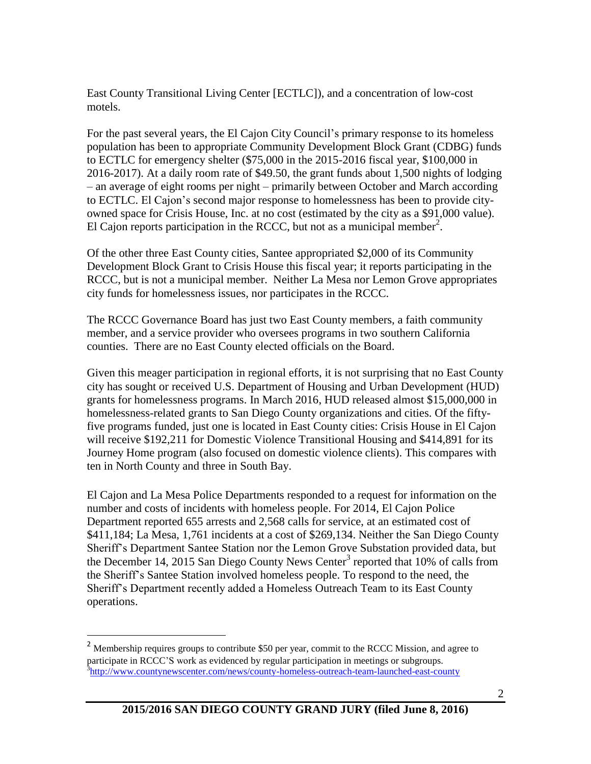East County Transitional Living Center [ECTLC]), and a concentration of low-cost motels.

For the past several years, the El Cajon City Council's primary response to its homeless population has been to appropriate Community Development Block Grant (CDBG) funds to ECTLC for emergency shelter ($75,000 in the 2015-2016 fiscal year, $100,000 in 2016-2017). At a daily room rate of $49.50, the grant funds about 1,500 nights of lodging – an average of eight rooms per night – primarily between October and March according to ECTLC. El Cajon's second major response to homelessness has been to provide city-owned space for Crisis House, Inc. at no cost (estimated by the city as a $91,000 value). El Cajon reports participation in the RCCC, but not as a municipal member[2].

Of the other three East County cities, Santee appropriated $2,000 of its Community Development Block Grant to Crisis House this fiscal year; it reports participating in the RCCC, but is not a municipal member. Neither La Mesa nor Lemon Grove appropriates city funds for homelessness issues, nor participates in the RCCC.

The RCCC Governance Board has just two East County members, a faith community member, and a service provider who oversees programs in two southern California counties. There are no East County elected officials on the Board.

Given this meager participation in regional efforts, it is not surprising that no East County city has sought or received U.S. Department of Housing and Urban Development (HUD) grants for homelessness programs. In March 2016, HUD released almost $15,000,000 in homelessness-related grants to San Diego County organizations and cities. Of the fifty-five programs funded, just one is located in East County cities: Crisis House in El Cajon will receive $192,211 for Domestic Violence Transitional Housing and $414,891 for its Journey Home program (also focused on domestic violence clients). This compares with ten in North County and three in South Bay.

El Cajon and La Mesa Police Departments responded to a request for information on the number and costs of incidents with homeless people. For 2014, El Cajon Police Department reported 655 arrests and 2,568 calls for service, at an estimated cost of $411,184; La Mesa, 1,761 incidents at a cost of $269,134. Neither the San Diego County Sheriff's Department Santee Station nor the Lemon Grove Substation provided data, but the December 14, 2015 San Diego County News Center[3] reported that 10% of calls from the Sheriff's Santee Station involved homeless people. To respond to the need, the Sheriff's Department recently added a Homeless Outreach Team to its East County operations.

---

[2] Membership requires groups to contribute $50 per year, commit to the RCCC Mission, and agree to participate in RCCC'S work as evidenced by regular participation in meetings or subgroups.

[3] http://www.countynewscenter.com/news/county-homeless-outreach-team-launched-east-county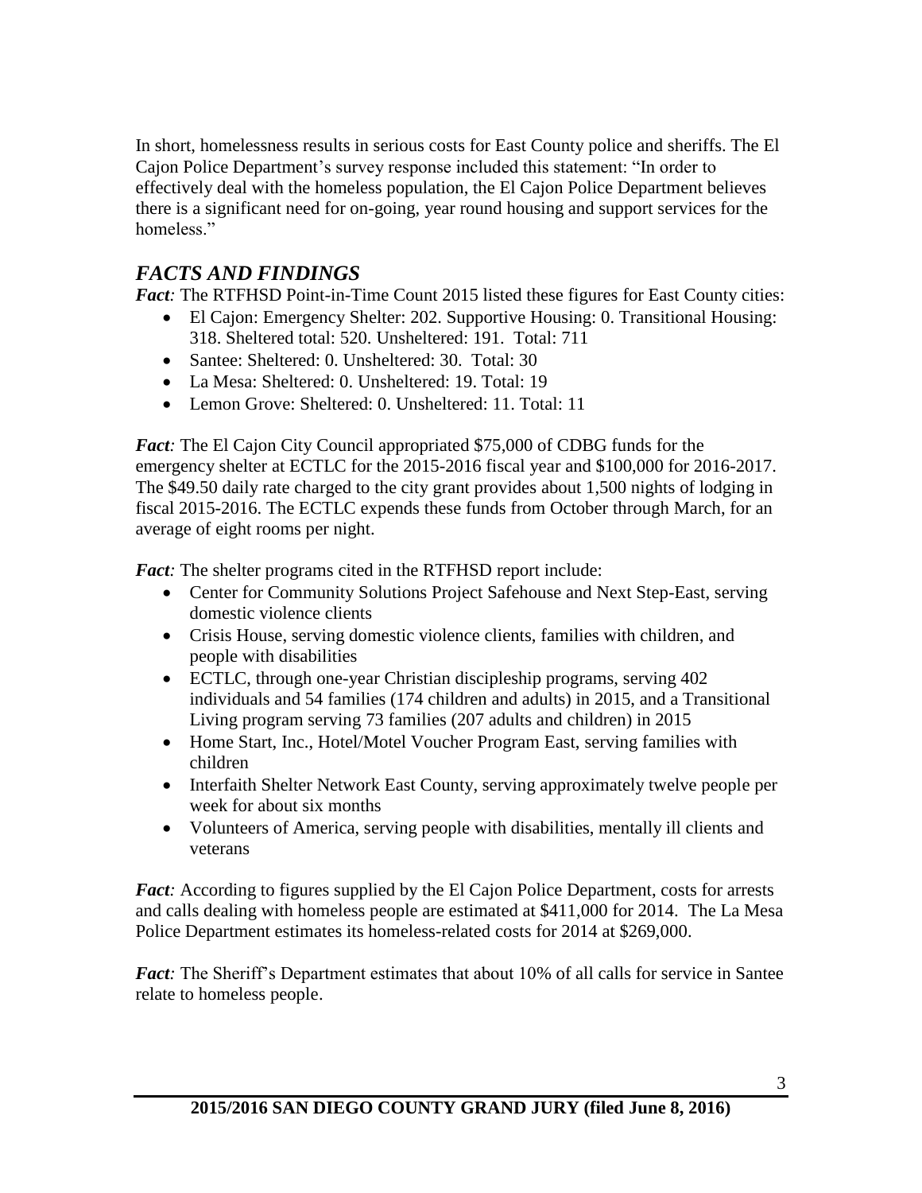In short, homelessness results in serious costs for East County police and sheriffs. The El Cajon Police Department's survey response included this statement: "In order to effectively deal with the homeless population, the El Cajon Police Department believes there is a significant need for on-going, year round housing and support services for the homeless."

## *FACTS AND FINDINGS*

***Fact:*** The RTFHSD Point-in-Time Count 2015 listed these figures for East County cities:

- El Cajon: Emergency Shelter: 202. Supportive Housing: 0. Transitional Housing: 318. Sheltered total: 520. Unsheltered: 191. Total: 711
- Santee: Sheltered: 0. Unsheltered: 30. Total: 30
- La Mesa: Sheltered: 0. Unsheltered: 19. Total: 19
- Lemon Grove: Sheltered: 0. Unsheltered: 11. Total: 11

***Fact:*** The El Cajon City Council appropriated $75,000 of CDBG funds for the emergency shelter at ECTLC for the 2015-2016 fiscal year and $100,000 for 2016-2017. The $49.50 daily rate charged to the city grant provides about 1,500 nights of lodging in fiscal 2015-2016. The ECTLC expends these funds from October through March, for an average of eight rooms per night.

***Fact:*** The shelter programs cited in the RTFHSD report include:

- Center for Community Solutions Project Safehouse and Next Step-East, serving domestic violence clients
- Crisis House, serving domestic violence clients, families with children, and people with disabilities
- ECTLC, through one-year Christian discipleship programs, serving 402 individuals and 54 families (174 children and adults) in 2015, and a Transitional Living program serving 73 families (207 adults and children) in 2015
- Home Start, Inc., Hotel/Motel Voucher Program East, serving families with children
- Interfaith Shelter Network East County, serving approximately twelve people per week for about six months
- Volunteers of America, serving people with disabilities, mentally ill clients and veterans

***Fact:*** According to figures supplied by the El Cajon Police Department, costs for arrests and calls dealing with homeless people are estimated at $411,000 for 2014. The La Mesa Police Department estimates its homeless-related costs for 2014 at $269,000.

***Fact:*** The Sheriff's Department estimates that about 10% of all calls for service in Santee relate to homeless people.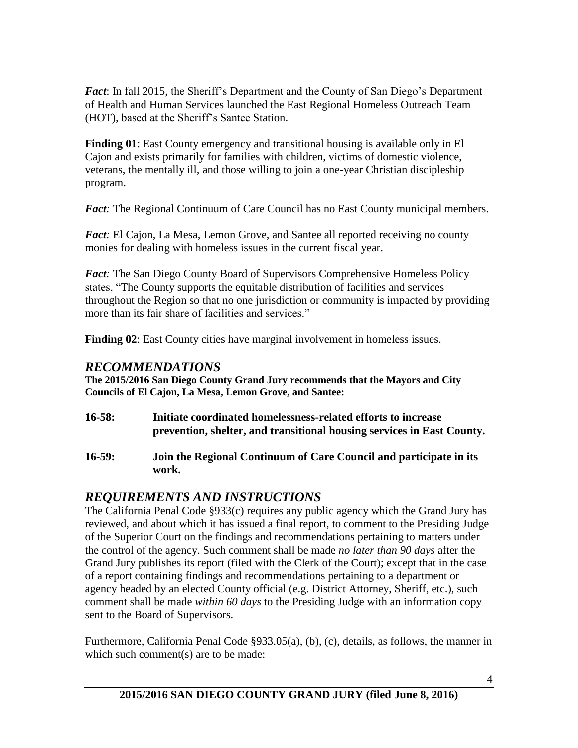***Fact***: In fall 2015, the Sheriff's Department and the County of San Diego's Department of Health and Human Services launched the East Regional Homeless Outreach Team (HOT), based at the Sheriff's Santee Station.

**Finding 01**: East County emergency and transitional housing is available only in El Cajon and exists primarily for families with children, victims of domestic violence, veterans, the mentally ill, and those willing to join a one-year Christian discipleship program.

***Fact:*** The Regional Continuum of Care Council has no East County municipal members.

***Fact:*** El Cajon, La Mesa, Lemon Grove, and Santee all reported receiving no county monies for dealing with homeless issues in the current fiscal year.

***Fact:*** The San Diego County Board of Supervisors Comprehensive Homeless Policy states, "The County supports the equitable distribution of facilities and services throughout the Region so that no one jurisdiction or community is impacted by providing more than its fair share of facilities and services."

**Finding 02**: East County cities have marginal involvement in homeless issues.

## *RECOMMENDATIONS*

**The 2015/2016 San Diego County Grand Jury recommends that the Mayors and City Councils of El Cajon, La Mesa, Lemon Grove, and Santee:**

**16-58: Initiate coordinated homelessness-related efforts to increase prevention, shelter, and transitional housing services in East County.**

**16-59: Join the Regional Continuum of Care Council and participate in its work.**

## *REQUIREMENTS AND INSTRUCTIONS*

The California Penal Code §933(c) requires any public agency which the Grand Jury has reviewed, and about which it has issued a final report, to comment to the Presiding Judge of the Superior Court on the findings and recommendations pertaining to matters under the control of the agency. Such comment shall be made *no later than 90 days* after the Grand Jury publishes its report (filed with the Clerk of the Court); except that in the case of a report containing findings and recommendations pertaining to a department or agency headed by an elected County official (e.g. District Attorney, Sheriff, etc.), such comment shall be made *within 60 days* to the Presiding Judge with an information copy sent to the Board of Supervisors.

Furthermore, California Penal Code §933.05(a), (b), (c), details, as follows, the manner in which such comment(s) are to be made: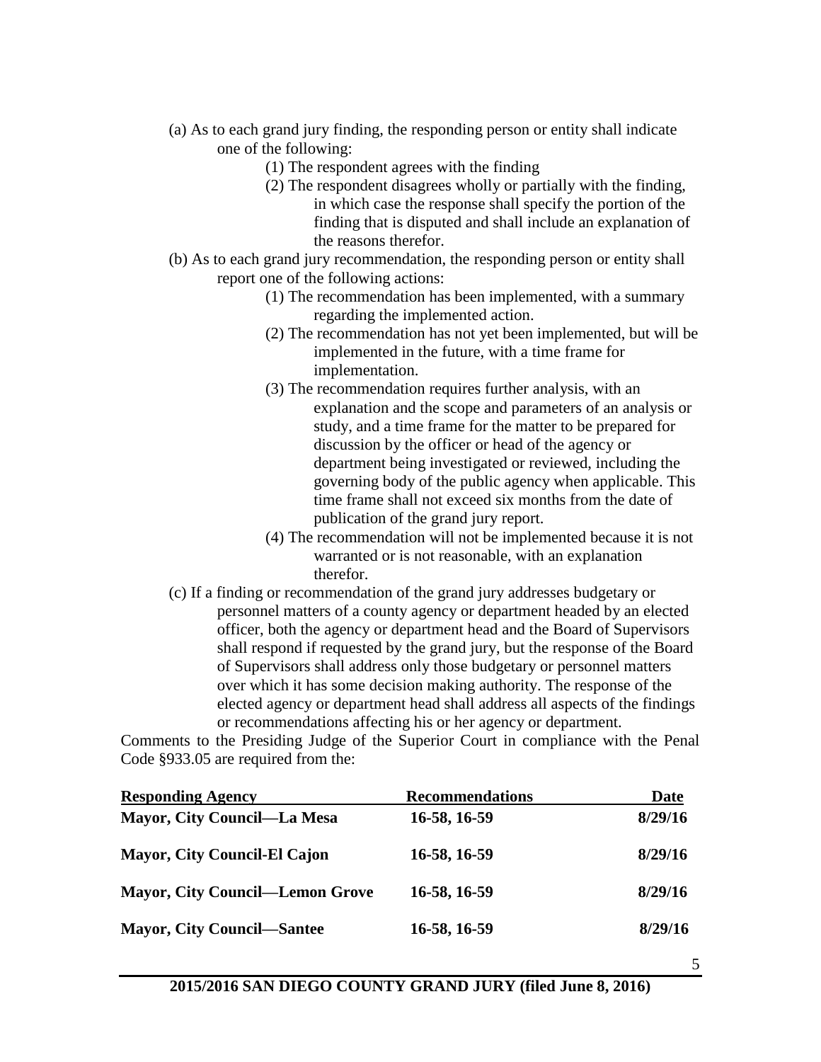(a) As to each grand jury finding, the responding person or entity shall indicate one of the following:

(1) The respondent agrees with the finding

(2) The respondent disagrees wholly or partially with the finding, in which case the response shall specify the portion of the finding that is disputed and shall include an explanation of the reasons therefor.

(b) As to each grand jury recommendation, the responding person or entity shall report one of the following actions:

(1) The recommendation has been implemented, with a summary regarding the implemented action.

(2) The recommendation has not yet been implemented, but will be implemented in the future, with a time frame for implementation.

(3) The recommendation requires further analysis, with an explanation and the scope and parameters of an analysis or study, and a time frame for the matter to be prepared for discussion by the officer or head of the agency or department being investigated or reviewed, including the governing body of the public agency when applicable. This time frame shall not exceed six months from the date of publication of the grand jury report.

(4) The recommendation will not be implemented because it is not warranted or is not reasonable, with an explanation therefor.

(c) If a finding or recommendation of the grand jury addresses budgetary or personnel matters of a county agency or department headed by an elected officer, both the agency or department head and the Board of Supervisors shall respond if requested by the grand jury, but the response of the Board of Supervisors shall address only those budgetary or personnel matters over which it has some decision making authority. The response of the elected agency or department head shall address all aspects of the findings or recommendations affecting his or her agency or department.

Comments to the Presiding Judge of the Superior Court in compliance with the Penal Code §933.05 are required from the:

| Responding Agency | Recommendations | Date |
|---|---|---|
| **Mayor, City Council—La Mesa** | **16-58, 16-59** | **8/29/16** |
| **Mayor, City Council-El Cajon** | **16-58, 16-59** | **8/29/16** |
| **Mayor, City Council—Lemon Grove** | **16-58, 16-59** | **8/29/16** |
| **Mayor, City Council—Santee** | **16-58, 16-59** | **8/29/16** |